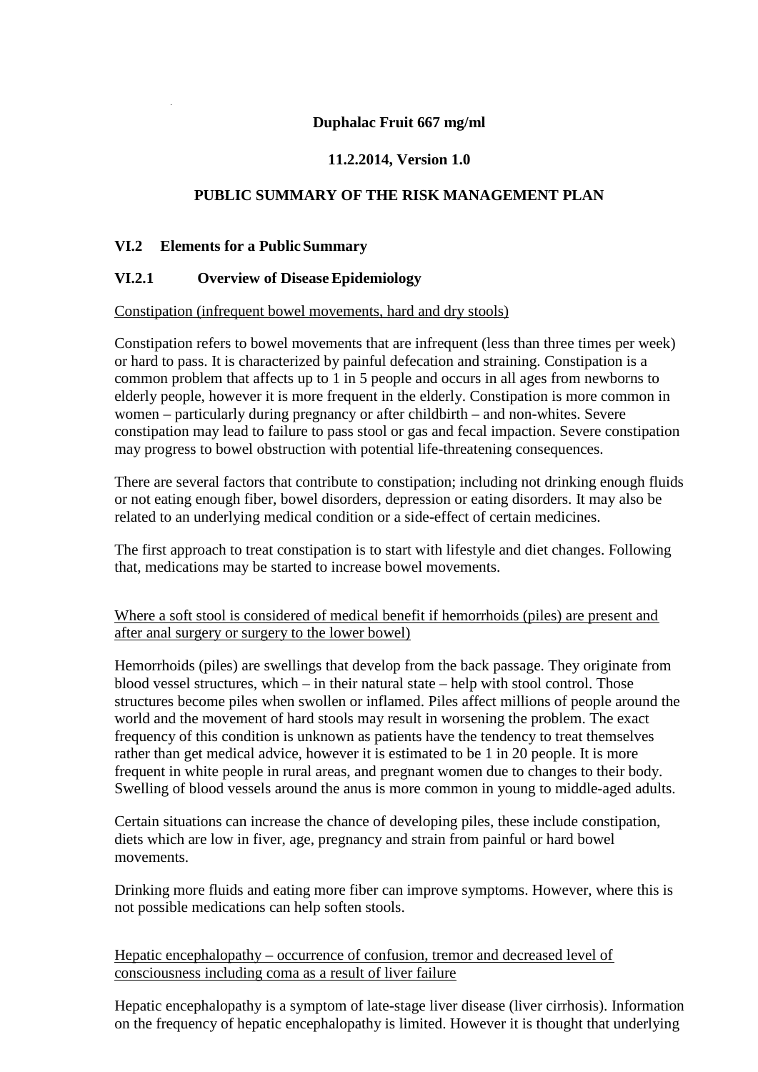**Duphalac Fruit 667 mg/ml**

**11.2.2014, Version 1.0**

**PUBLIC SUMMARY OF THE RISK MANAGEMENT PLAN**

## VI.2 Elements for a Public Summary

### VI.2.1 Overview of Disease Epidemiology

<u>Constipation (infrequent bowel movements, hard and dry stools)</u>

Constipation refers to bowel movements that are infrequent (less than three times per week) or hard to pass. It is characterized by painful defecation and straining. Constipation is a common problem that affects up to 1 in 5 people and occurs in all ages from newborns to elderly people, however it is more frequent in the elderly. Constipation is more common in women – particularly during pregnancy or after childbirth – and non-whites. Severe constipation may lead to failure to pass stool or gas and fecal impaction. Severe constipation may progress to bowel obstruction with potential life-threatening consequences.

There are several factors that contribute to constipation; including not drinking enough fluids or not eating enough fiber, bowel disorders, depression or eating disorders. It may also be related to an underlying medical condition or a side-effect of certain medicines.

The first approach to treat constipation is to start with lifestyle and diet changes. Following that, medications may be started to increase bowel movements.

<u>Where a soft stool is considered of medical benefit if hemorrhoids (piles) are present and after anal surgery or surgery to the lower bowel)</u>

Hemorrhoids (piles) are swellings that develop from the back passage. They originate from blood vessel structures, which – in their natural state – help with stool control. Those structures become piles when swollen or inflamed. Piles affect millions of people around the world and the movement of hard stools may result in worsening the problem. The exact frequency of this condition is unknown as patients have the tendency to treat themselves rather than get medical advice, however it is estimated to be 1 in 20 people. It is more frequent in white people in rural areas, and pregnant women due to changes to their body. Swelling of blood vessels around the anus is more common in young to middle-aged adults.

Certain situations can increase the chance of developing piles, these include constipation, diets which are low in fiver, age, pregnancy and strain from painful or hard bowel movements.

Drinking more fluids and eating more fiber can improve symptoms. However, where this is not possible medications can help soften stools.

<u>Hepatic encephalopathy – occurrence of confusion, tremor and decreased level of consciousness including coma as a result of liver failure</u>

Hepatic encephalopathy is a symptom of late-stage liver disease (liver cirrhosis). Information on the frequency of hepatic encephalopathy is limited. However it is thought that underlying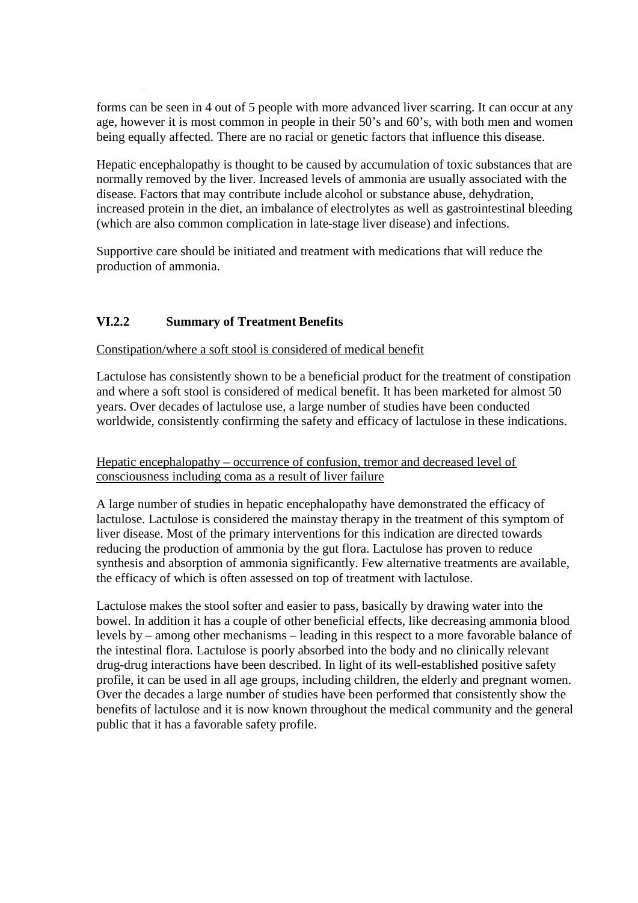forms can be seen in 4 out of 5 people with more advanced liver scarring. It can occur at any age, however it is most common in people in their 50's and 60's, with both men and women being equally affected. There are no racial or genetic factors that influence this disease.

Hepatic encephalopathy is thought to be caused by accumulation of toxic substances that are normally removed by the liver. Increased levels of ammonia are usually associated with the disease. Factors that may contribute include alcohol or substance abuse, dehydration, increased protein in the diet, an imbalance of electrolytes as well as gastrointestinal bleeding (which are also common complication in late-stage liver disease) and infections.

Supportive care should be initiated and treatment with medications that will reduce the production of ammonia.

### VI.2.2 Summary of Treatment Benefits

<u>Constipation/where a soft stool is considered of medical benefit</u>

Lactulose has consistently shown to be a beneficial product for the treatment of constipation and where a soft stool is considered of medical benefit. It has been marketed for almost 50 years. Over decades of lactulose use, a large number of studies have been conducted worldwide, consistently confirming the safety and efficacy of lactulose in these indications.

<u>Hepatic encephalopathy – occurrence of confusion, tremor and decreased level of consciousness including coma as a result of liver failure</u>

A large number of studies in hepatic encephalopathy have demonstrated the efficacy of lactulose. Lactulose is considered the mainstay therapy in the treatment of this symptom of liver disease. Most of the primary interventions for this indication are directed towards reducing the production of ammonia by the gut flora. Lactulose has proven to reduce synthesis and absorption of ammonia significantly. Few alternative treatments are available, the efficacy of which is often assessed on top of treatment with lactulose.

Lactulose makes the stool softer and easier to pass, basically by drawing water into the bowel. In addition it has a couple of other beneficial effects, like decreasing ammonia blood levels by – among other mechanisms – leading in this respect to a more favorable balance of the intestinal flora. Lactulose is poorly absorbed into the body and no clinically relevant drug-drug interactions have been described. In light of its well-established positive safety profile, it can be used in all age groups, including children, the elderly and pregnant women. Over the decades a large number of studies have been performed that consistently show the benefits of lactulose and it is now known throughout the medical community and the general public that it has a favorable safety profile.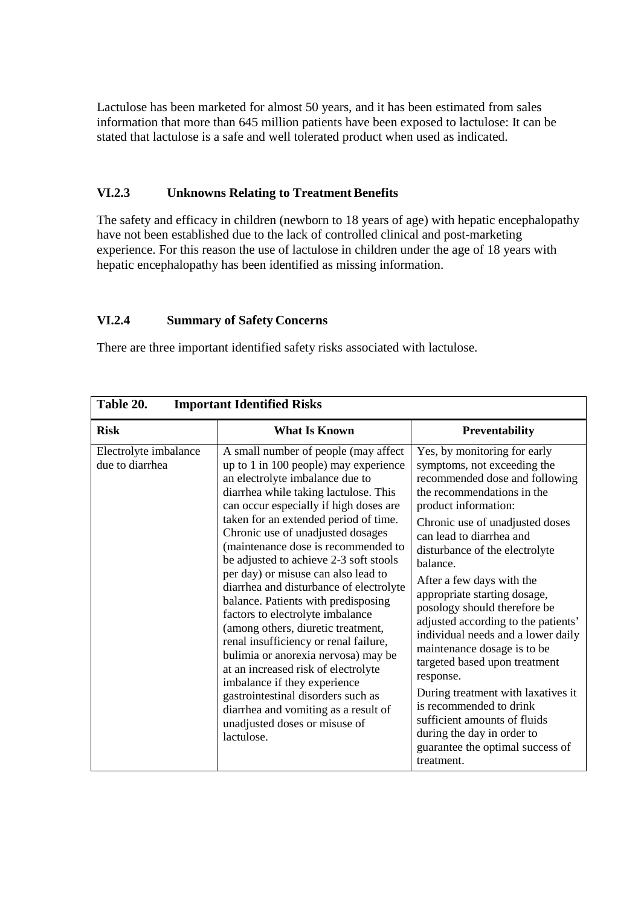Lactulose has been marketed for almost 50 years, and it has been estimated from sales information that more than 645 million patients have been exposed to lactulose: It can be stated that lactulose is a safe and well tolerated product when used as indicated.

### VI.2.3 Unknowns Relating to Treatment Benefits

The safety and efficacy in children (newborn to 18 years of age) with hepatic encephalopathy have not been established due to the lack of controlled clinical and post-marketing experience. For this reason the use of lactulose in children under the age of 18 years with hepatic encephalopathy has been identified as missing information.

### VI.2.4 Summary of Safety Concerns

There are three important identified safety risks associated with lactulose.

**Table 20. Important Identified Risks**

| Risk | What Is Known | Preventability |
| --- | --- | --- |
| Electrolyte imbalance due to diarrhea | A small number of people (may affect up to 1 in 100 people) may experience an electrolyte imbalance due to diarrhea while taking lactulose. This can occur especially if high doses are taken for an extended period of time. Chronic use of unadjusted dosages (maintenance dose is recommended to be adjusted to achieve 2-3 soft stools per day) or misuse can also lead to diarrhea and disturbance of electrolyte balance. Patients with predisposing factors to electrolyte imbalance (among others, diuretic treatment, renal insufficiency or renal failure, bulimia or anorexia nervosa) may be at an increased risk of electrolyte imbalance if they experience gastrointestinal disorders such as diarrhea and vomiting as a result of unadjusted doses or misuse of lactulose. | Yes, by monitoring for early symptoms, not exceeding the recommended dose and following the recommendations in the product information:<br><br>Chronic use of unadjusted doses can lead to diarrhea and disturbance of the electrolyte balance.<br><br>After a few days with the appropriate starting dosage, posology should therefore be adjusted according to the patients' individual needs and a lower daily maintenance dosage is to be targeted based upon treatment response.<br><br>During treatment with laxatives it is recommended to drink sufficient amounts of fluids during the day in order to guarantee the optimal success of treatment. |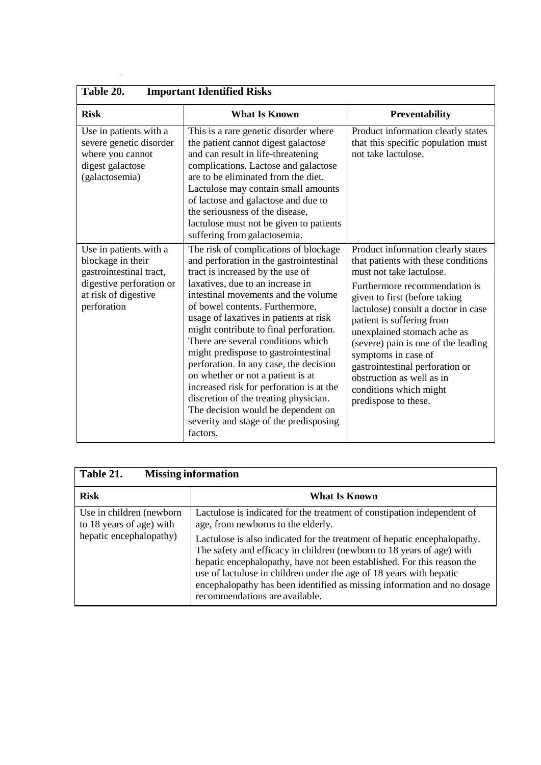| Table 20. Important Identified Risks | | |
|---|---|---|
| **Risk** | **What Is Known** | **Preventability** |
| Use in patients with a severe genetic disorder where you cannot digest galactose (galactosemia) | This is a rare genetic disorder where the patient cannot digest galactose and can result in life-threatening complications. Lactose and galactose are to be eliminated from the diet. Lactulose may contain small amounts of lactose and galactose and due to the seriousness of the disease, lactulose must not be given to patients suffering from galactosemia. | Product information clearly states that this specific population must not take lactulose. |
| Use in patients with a blockage in their gastrointestinal tract, digestive perforation or at risk of digestive perforation | The risk of complications of blockage and perforation in the gastrointestinal tract is increased by the use of laxatives, due to an increase in intestinal movements and the volume of bowel contents. Furthermore, usage of laxatives in patients at risk might contribute to final perforation. There are several conditions which might predispose to gastrointestinal perforation. In any case, the decision on whether or not a patient is at increased risk for perforation is at the discretion of the treating physician. The decision would be dependent on severity and stage of the predisposing factors. | Product information clearly states that patients with these conditions must not take lactulose.<br><br>Furthermore recommendation is given to first (before taking lactulose) consult a doctor in case patient is suffering from unexplained stomach ache as (severe) pain is one of the leading symptoms in case of gastrointestinal perforation or obstruction as well as in conditions which might predispose to these. |

| Table 21. Missing information | |
|---|---|
| **Risk** | **What Is Known** |
| Use in children (newborn to 18 years of age) with hepatic encephalopathy) | Lactulose is indicated for the treatment of constipation independent of age, from newborns to the elderly.<br><br>Lactulose is also indicated for the treatment of hepatic encephalopathy. The safety and efficacy in children (newborn to 18 years of age) with hepatic encephalopathy, have not been established. For this reason the use of lactulose in children under the age of 18 years with hepatic encephalopathy has been identified as missing information and no dosage recommendations are available. |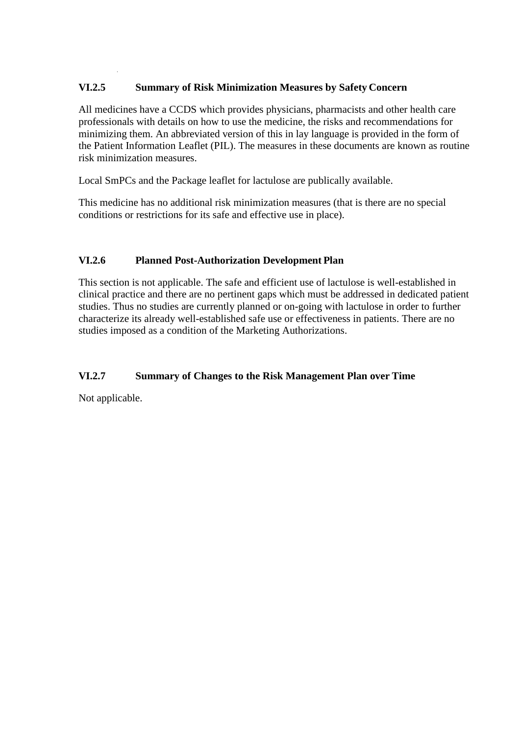### VI.2.5 Summary of Risk Minimization Measures by Safety Concern

All medicines have a CCDS which provides physicians, pharmacists and other health care professionals with details on how to use the medicine, the risks and recommendations for minimizing them. An abbreviated version of this in lay language is provided in the form of the Patient Information Leaflet (PIL). The measures in these documents are known as routine risk minimization measures.

Local SmPCs and the Package leaflet for lactulose are publically available.

This medicine has no additional risk minimization measures (that is there are no special conditions or restrictions for its safe and effective use in place).

### VI.2.6 Planned Post-Authorization Development Plan

This section is not applicable. The safe and efficient use of lactulose is well-established in clinical practice and there are no pertinent gaps which must be addressed in dedicated patient studies. Thus no studies are currently planned or on-going with lactulose in order to further characterize its already well-established safe use or effectiveness in patients. There are no studies imposed as a condition of the Marketing Authorizations.

### VI.2.7 Summary of Changes to the Risk Management Plan over Time

Not applicable.